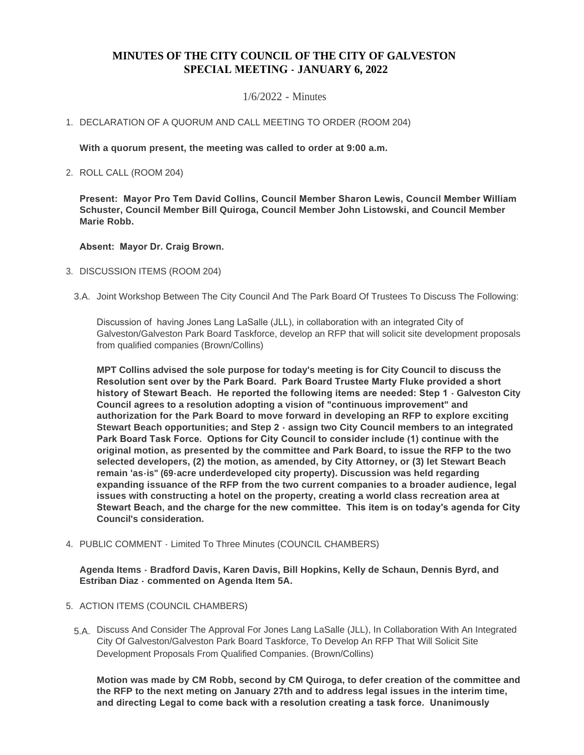# MINUTES OF THE CITY COUNCIL OF THE CITY OF GALVESTON
# SPECIAL MEETING - JANUARY 6, 2022

1/6/2022 - Minutes

1. DECLARATION OF A QUORUM AND CALL MEETING TO ORDER (ROOM 204)

   **With a quorum present, the meeting was called to order at 9:00 a.m.**

2. ROLL CALL (ROOM 204)

   **Present: Mayor Pro Tem David Collins, Council Member Sharon Lewis, Council Member William Schuster, Council Member Bill Quiroga, Council Member John Listowski, and Council Member Marie Robb.**

   **Absent: Mayor Dr. Craig Brown.**

3. DISCUSSION ITEMS (ROOM 204)

   3.A. Joint Workshop Between The City Council And The Park Board Of Trustees To Discuss The Following:

   Discussion of having Jones Lang LaSalle (JLL), in collaboration with an integrated City of Galveston/Galveston Park Board Taskforce, develop an RFP that will solicit site development proposals from qualified companies (Brown/Collins)

   **MPT Collins advised the sole purpose for today's meeting is for City Council to discuss the Resolution sent over by the Park Board. Park Board Trustee Marty Fluke provided a short history of Stewart Beach. He reported the following items are needed: Step 1 - Galveston City Council agrees to a resolution adopting a vision of "continuous improvement" and authorization for the Park Board to move forward in developing an RFP to explore exciting Stewart Beach opportunities; and Step 2 - assign two City Council members to an integrated Park Board Task Force. Options for City Council to consider include (1) continue with the original motion, as presented by the committee and Park Board, to issue the RFP to the two selected developers, (2) the motion, as amended, by City Attorney, or (3) let Stewart Beach remain 'as-is" (69-acre underdeveloped city property). Discussion was held regarding expanding issuance of the RFP from the two current companies to a broader audience, legal issues with constructing a hotel on the property, creating a world class recreation area at Stewart Beach, and the charge for the new committee. This item is on today's agenda for City Council's consideration.**

4. PUBLIC COMMENT - Limited To Three Minutes (COUNCIL CHAMBERS)

   **Agenda Items - Bradford Davis, Karen Davis, Bill Hopkins, Kelly de Schaun, Dennis Byrd, and Estriban Diaz - commented on Agenda Item 5A.**

5. ACTION ITEMS (COUNCIL CHAMBERS)

   5.A. Discuss And Consider The Approval For Jones Lang LaSalle (JLL), In Collaboration With An Integrated City Of Galveston/Galveston Park Board Taskforce, To Develop An RFP That Will Solicit Site Development Proposals From Qualified Companies. (Brown/Collins)

   **Motion was made by CM Robb, second by CM Quiroga, to defer creation of the committee and the RFP to the next meting on January 27th and to address legal issues in the interim time, and directing Legal to come back with a resolution creating a task force. Unanimously**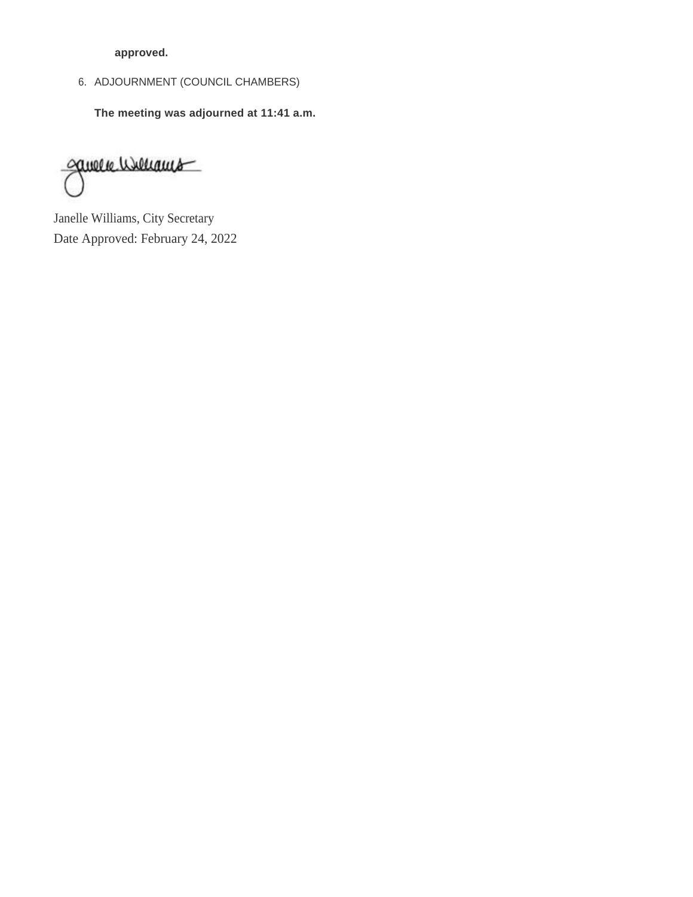**approved.**

6. ADJOURNMENT (COUNCIL CHAMBERS)

   **The meeting was adjourned at 11:41 a.m.**

Janelle Williams, City Secretary
Date Approved: February 24, 2022